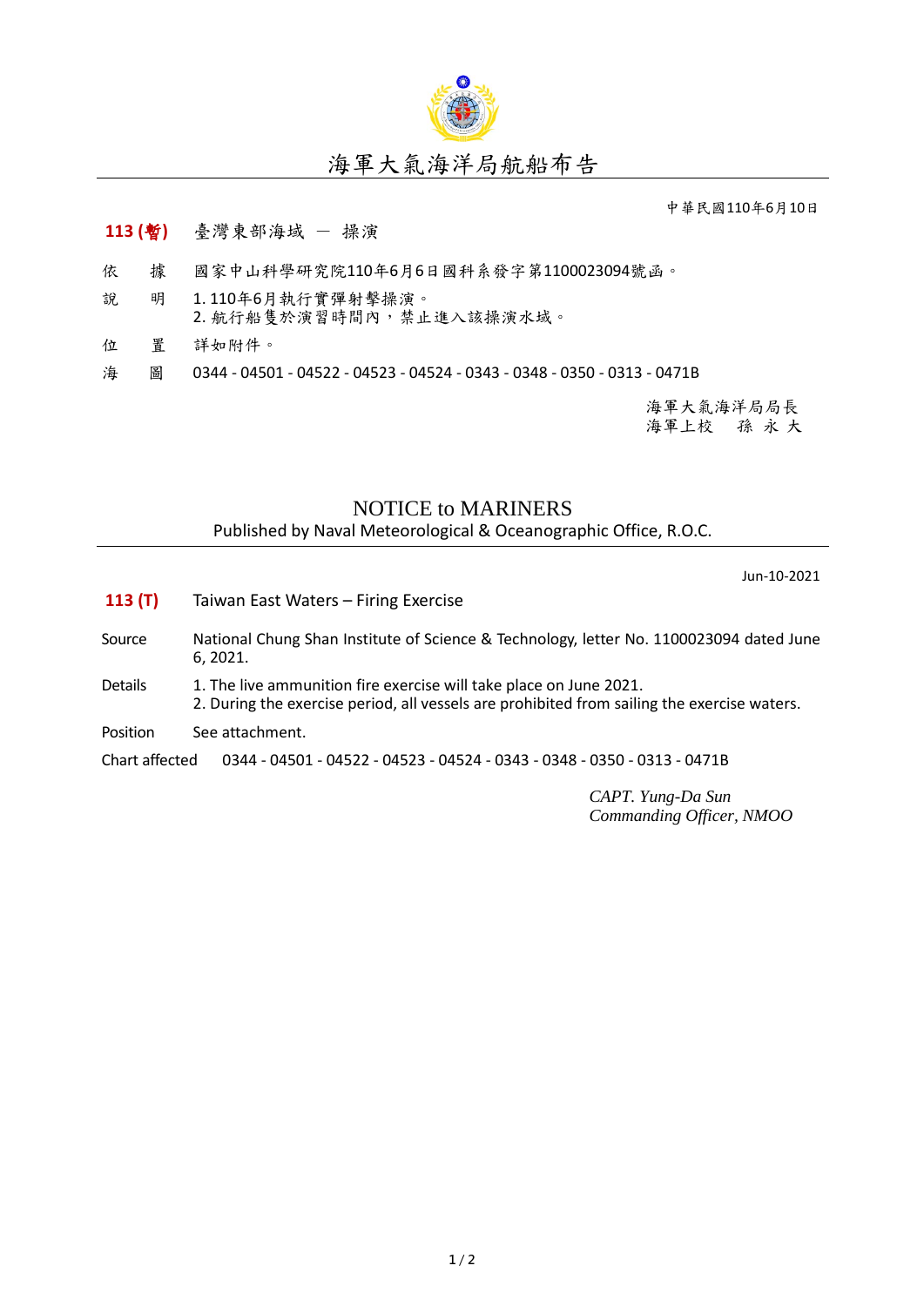# 海軍大氣海洋局航船布告

中華民國110年6月10日

**113 (暫)** 臺灣東部海域 － 操演

依　據　國家中山科學研究院110年6月6日國科系發字第1100023094號函。

說　明　1. 110年6月執行實彈射擊操演。
2. 航行船隻於演習時間內，禁止進入該操演水域。

位　置　詳如附件。

海　圖　0344 - 04501 - 04522 - 04523 - 04524 - 0343 - 0348 - 0350 - 0313 - 0471B

海軍大氣海洋局局長
海軍上校　孫 永 大

## NOTICE to MARINERS

Published by Naval Meteorological & Oceanographic Office, R.O.C.

Jun-10-2021

**113 (T)** Taiwan East Waters – Firing Exercise

Source　National Chung Shan Institute of Science & Technology, letter No. 1100023094 dated June 6, 2021.

Details　1. The live ammunition fire exercise will take place on June 2021.
2. During the exercise period, all vessels are prohibited from sailing the exercise waters.

Position　See attachment.

Chart affected　0344 - 04501 - 04522 - 04523 - 04524 - 0343 - 0348 - 0350 - 0313 - 0471B

*CAPT. Yung-Da Sun*
*Commanding Officer, NMOO*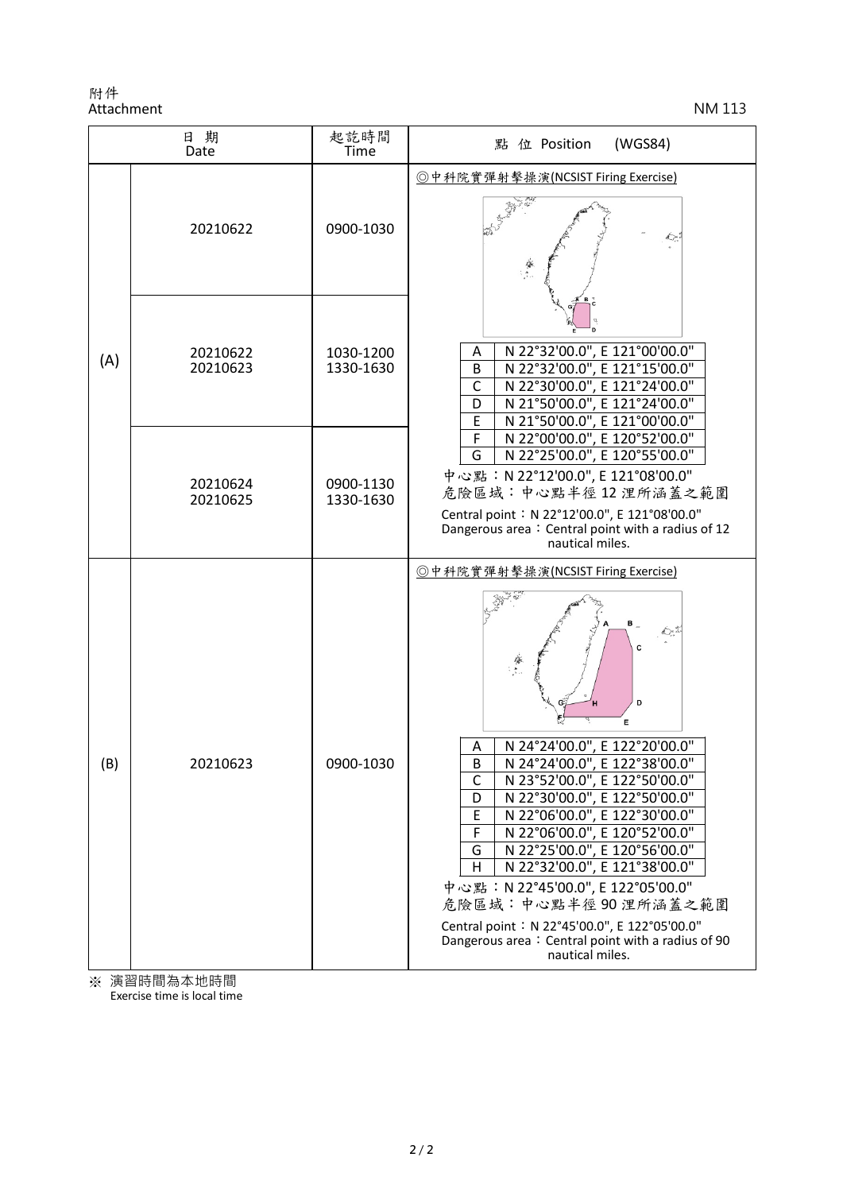附件
Attachment

NM 113

| 日期 Date | | 起訖時間 Time | 點位 Position (WGS84) |
|---|---|---|---|
| (A) | 20210622 | 0900-1030 | ◎中科院實彈射擊操演(NCSIST Firing Exercise)<br>A N 22°32'00.0", E 121°00'00.0"<br>B N 22°32'00.0", E 121°15'00.0"<br>C N 22°30'00.0", E 121°24'00.0"<br>D N 21°50'00.0", E 121°24'00.0"<br>E N 21°50'00.0", E 121°00'00.0"<br>F N 22°00'00.0", E 120°52'00.0"<br>G N 22°25'00.0", E 120°55'00.0"<br>中心點：N 22°12'00.0", E 121°08'00.0"<br>危險區域：中心點半徑 12 浬所涵蓋之範圍<br>Central point：N 22°12'00.0", E 121°08'00.0"<br>Dangerous area：Central point with a radius of 12 nautical miles. |
| | 20210622<br>20210623 | 1030-1200<br>1330-1630 | |
| | 20210624<br>20210625 | 0900-1130<br>1330-1630 | |
| (B) | 20210623 | 0900-1030 | ◎中科院實彈射擊操演(NCSIST Firing Exercise)<br>A N 24°24'00.0", E 122°20'00.0"<br>B N 24°24'00.0", E 122°38'00.0"<br>C N 23°52'00.0", E 122°50'00.0"<br>D N 22°30'00.0", E 122°50'00.0"<br>E N 22°06'00.0", E 122°30'00.0"<br>F N 22°06'00.0", E 120°52'00.0"<br>G N 22°25'00.0", E 120°56'00.0"<br>H N 22°32'00.0", E 121°38'00.0"<br>中心點：N 22°45'00.0", E 122°05'00.0"<br>危險區域：中心點半徑 90 浬所涵蓋之範圍<br>Central point：N 22°45'00.0", E 122°05'00.0"<br>Dangerous area：Central point with a radius of 90 nautical miles. |

※ 演習時間為本地時間
Exercise time is local time